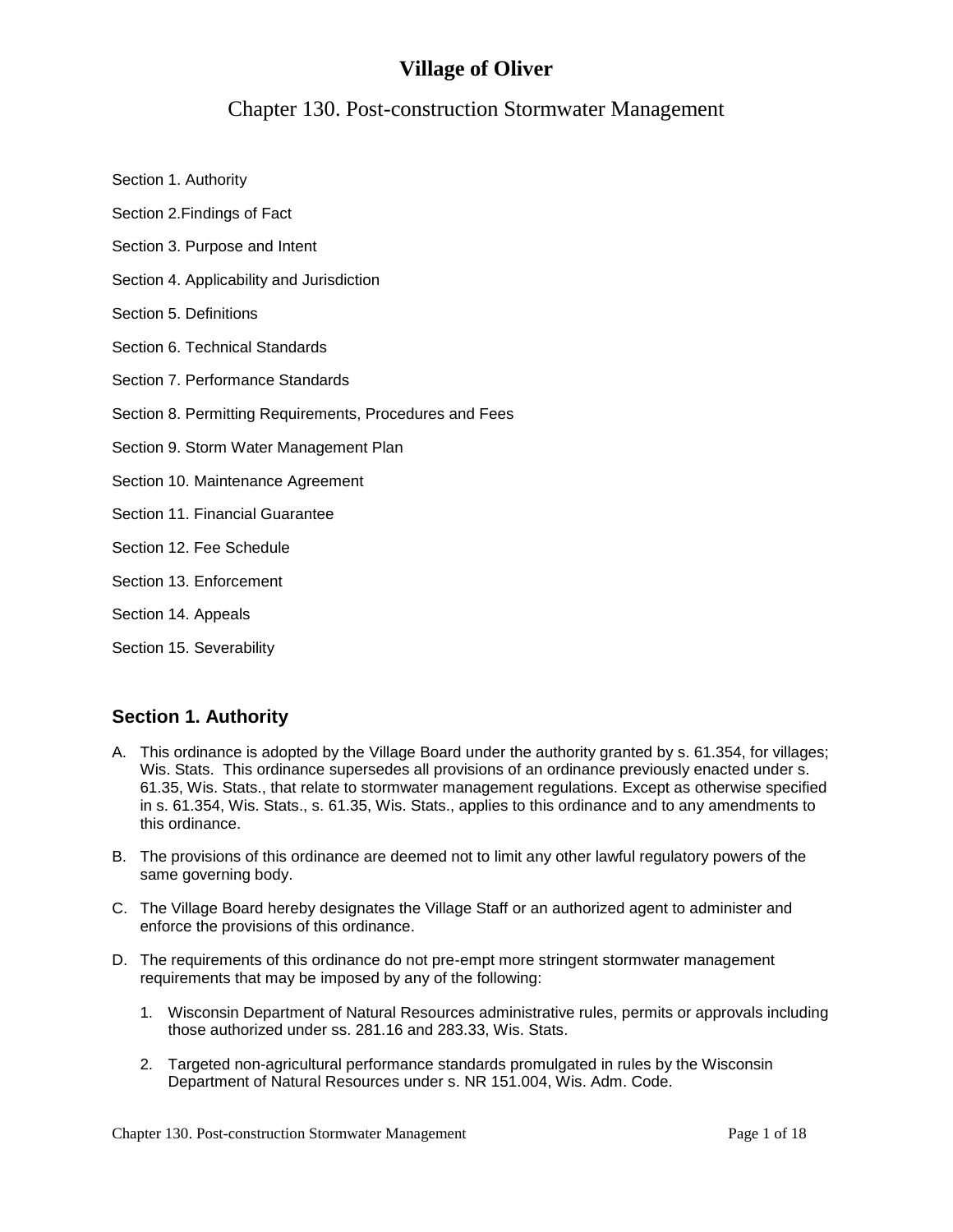# Village of Oliver

## Chapter 130. Post-construction Stormwater Management

Section 1. Authority

Section 2.Findings of Fact

Section 3. Purpose and Intent

Section 4. Applicability and Jurisdiction

Section 5. Definitions

Section 6. Technical Standards

Section 7. Performance Standards

Section 8. Permitting Requirements, Procedures and Fees

Section 9. Storm Water Management Plan

Section 10. Maintenance Agreement

Section 11. Financial Guarantee

Section 12. Fee Schedule

Section 13. Enforcement

Section 14. Appeals

Section 15. Severability

### Section 1. Authority

A. This ordinance is adopted by the Village Board under the authority granted by s. 61.354, for villages; Wis. Stats. This ordinance supersedes all provisions of an ordinance previously enacted under s. 61.35, Wis. Stats., that relate to stormwater management regulations. Except as otherwise specified in s. 61.354, Wis. Stats., s. 61.35, Wis. Stats., applies to this ordinance and to any amendments to this ordinance.

B. The provisions of this ordinance are deemed not to limit any other lawful regulatory powers of the same governing body.

C. The Village Board hereby designates the Village Staff or an authorized agent to administer and enforce the provisions of this ordinance.

D. The requirements of this ordinance do not pre-empt more stringent stormwater management requirements that may be imposed by any of the following:

   1. Wisconsin Department of Natural Resources administrative rules, permits or approvals including those authorized under ss. 281.16 and 283.33, Wis. Stats.

   2. Targeted non-agricultural performance standards promulgated in rules by the Wisconsin Department of Natural Resources under s. NR 151.004, Wis. Adm. Code.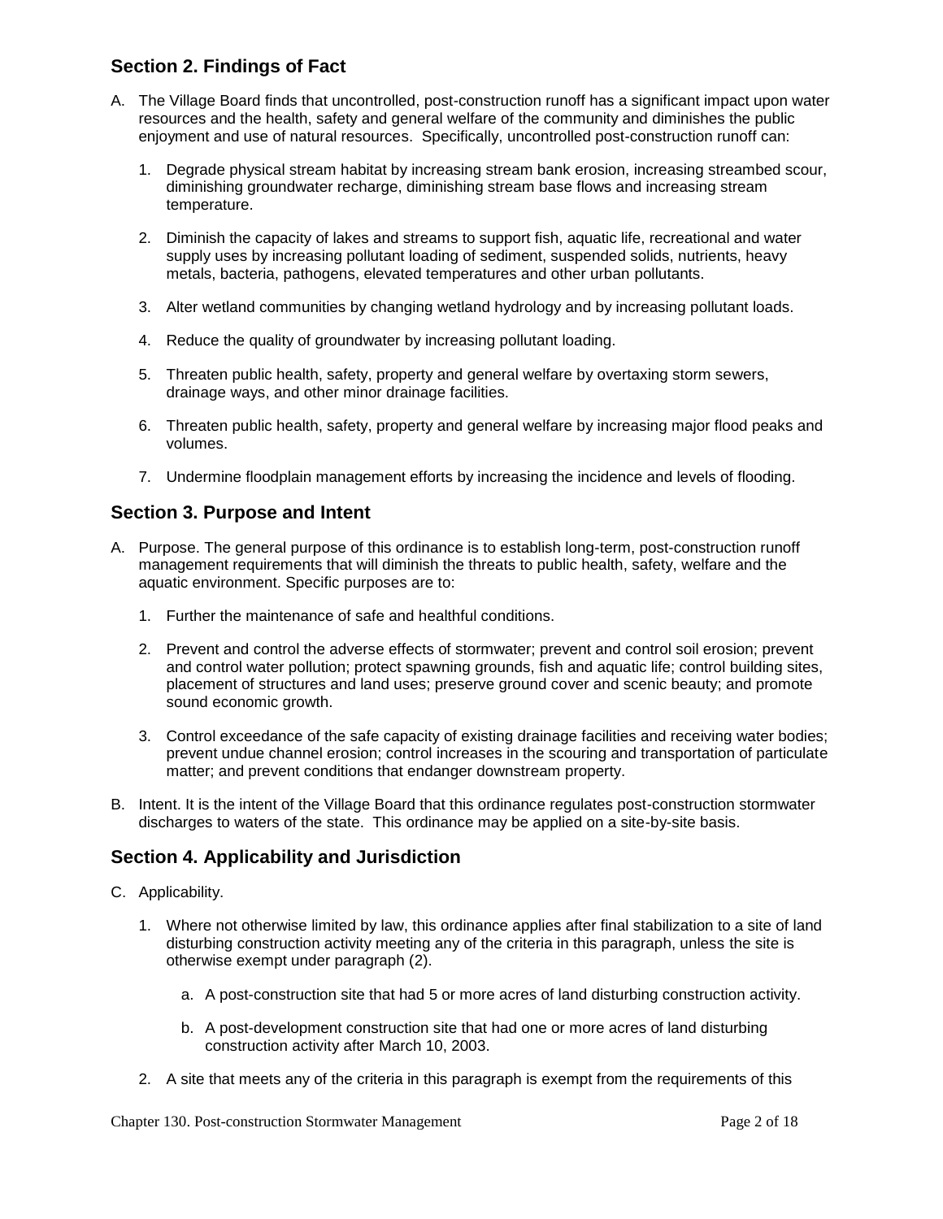## Section 2. Findings of Fact

A. The Village Board finds that uncontrolled, post-construction runoff has a significant impact upon water resources and the health, safety and general welfare of the community and diminishes the public enjoyment and use of natural resources. Specifically, uncontrolled post-construction runoff can:

   1. Degrade physical stream habitat by increasing stream bank erosion, increasing streambed scour, diminishing groundwater recharge, diminishing stream base flows and increasing stream temperature.

   2. Diminish the capacity of lakes and streams to support fish, aquatic life, recreational and water supply uses by increasing pollutant loading of sediment, suspended solids, nutrients, heavy metals, bacteria, pathogens, elevated temperatures and other urban pollutants.

   3. Alter wetland communities by changing wetland hydrology and by increasing pollutant loads.

   4. Reduce the quality of groundwater by increasing pollutant loading.

   5. Threaten public health, safety, property and general welfare by overtaxing storm sewers, drainage ways, and other minor drainage facilities.

   6. Threaten public health, safety, property and general welfare by increasing major flood peaks and volumes.

   7. Undermine floodplain management efforts by increasing the incidence and levels of flooding.

## Section 3. Purpose and Intent

A. Purpose. The general purpose of this ordinance is to establish long-term, post-construction runoff management requirements that will diminish the threats to public health, safety, welfare and the aquatic environment. Specific purposes are to:

   1. Further the maintenance of safe and healthful conditions.

   2. Prevent and control the adverse effects of stormwater; prevent and control soil erosion; prevent and control water pollution; protect spawning grounds, fish and aquatic life; control building sites, placement of structures and land uses; preserve ground cover and scenic beauty; and promote sound economic growth.

   3. Control exceedance of the safe capacity of existing drainage facilities and receiving water bodies; prevent undue channel erosion; control increases in the scouring and transportation of particulate matter; and prevent conditions that endanger downstream property.

B. Intent. It is the intent of the Village Board that this ordinance regulates post-construction stormwater discharges to waters of the state. This ordinance may be applied on a site-by-site basis.

## Section 4. Applicability and Jurisdiction

C. Applicability.

   1. Where not otherwise limited by law, this ordinance applies after final stabilization to a site of land disturbing construction activity meeting any of the criteria in this paragraph, unless the site is otherwise exempt under paragraph (2).

      a. A post-construction site that had 5 or more acres of land disturbing construction activity.

      b. A post-development construction site that had one or more acres of land disturbing construction activity after March 10, 2003.

   2. A site that meets any of the criteria in this paragraph is exempt from the requirements of this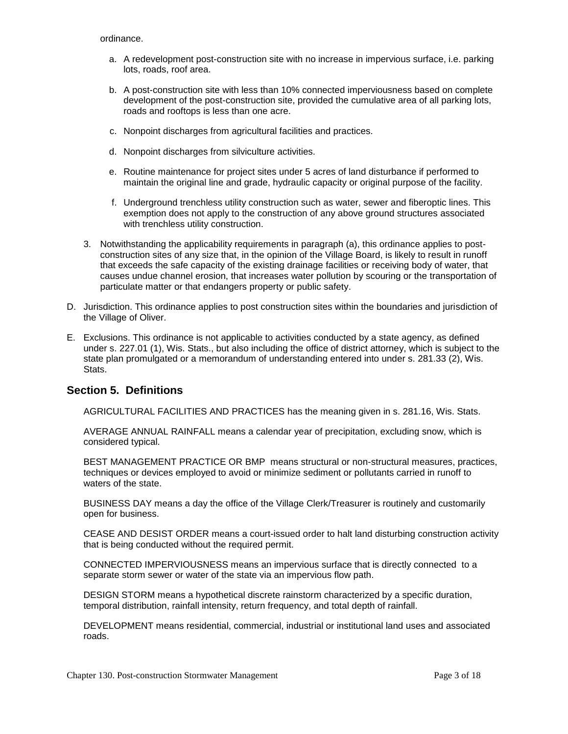ordinance.

  a. A redevelopment post-construction site with no increase in impervious surface, i.e. parking lots, roads, roof area.

  b. A post-construction site with less than 10% connected imperviousness based on complete development of the post-construction site, provided the cumulative area of all parking lots, roads and rooftops is less than one acre.

  c. Nonpoint discharges from agricultural facilities and practices.

  d. Nonpoint discharges from silviculture activities.

  e. Routine maintenance for project sites under 5 acres of land disturbance if performed to maintain the original line and grade, hydraulic capacity or original purpose of the facility.

  f. Underground trenchless utility construction such as water, sewer and fiberoptic lines. This exemption does not apply to the construction of any above ground structures associated with trenchless utility construction.

3. Notwithstanding the applicability requirements in paragraph (a), this ordinance applies to post-construction sites of any size that, in the opinion of the Village Board, is likely to result in runoff that exceeds the safe capacity of the existing drainage facilities or receiving body of water, that causes undue channel erosion, that increases water pollution by scouring or the transportation of particulate matter or that endangers property or public safety.

D. Jurisdiction. This ordinance applies to post construction sites within the boundaries and jurisdiction of the Village of Oliver.

E. Exclusions. This ordinance is not applicable to activities conducted by a state agency, as defined under s. 227.01 (1), Wis. Stats., but also including the office of district attorney, which is subject to the state plan promulgated or a memorandum of understanding entered into under s. 281.33 (2), Wis. Stats.

## Section 5. Definitions

AGRICULTURAL FACILITIES AND PRACTICES has the meaning given in s. 281.16, Wis. Stats.

AVERAGE ANNUAL RAINFALL means a calendar year of precipitation, excluding snow, which is considered typical.

BEST MANAGEMENT PRACTICE OR BMP means structural or non-structural measures, practices, techniques or devices employed to avoid or minimize sediment or pollutants carried in runoff to waters of the state.

BUSINESS DAY means a day the office of the Village Clerk/Treasurer is routinely and customarily open for business.

CEASE AND DESIST ORDER means a court-issued order to halt land disturbing construction activity that is being conducted without the required permit.

CONNECTED IMPERVIOUSNESS means an impervious surface that is directly connected to a separate storm sewer or water of the state via an impervious flow path.

DESIGN STORM means a hypothetical discrete rainstorm characterized by a specific duration, temporal distribution, rainfall intensity, return frequency, and total depth of rainfall.

DEVELOPMENT means residential, commercial, industrial or institutional land uses and associated roads.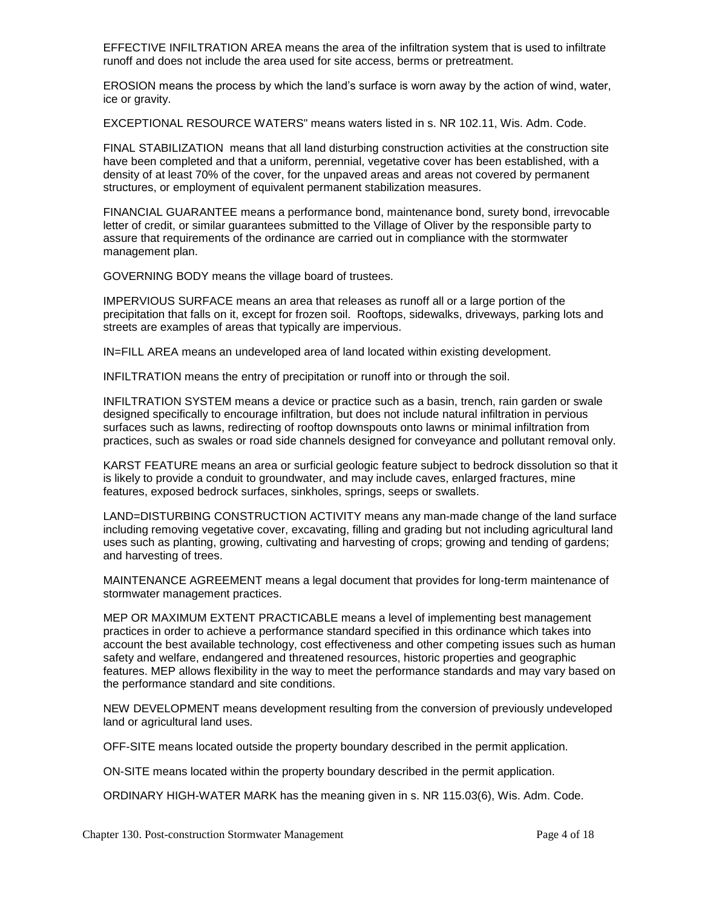EFFECTIVE INFILTRATION AREA means the area of the infiltration system that is used to infiltrate runoff and does not include the area used for site access, berms or pretreatment.

EROSION means the process by which the land's surface is worn away by the action of wind, water, ice or gravity.

EXCEPTIONAL RESOURCE WATERS" means waters listed in s. NR 102.11, Wis. Adm. Code.

FINAL STABILIZATION means that all land disturbing construction activities at the construction site have been completed and that a uniform, perennial, vegetative cover has been established, with a density of at least 70% of the cover, for the unpaved areas and areas not covered by permanent structures, or employment of equivalent permanent stabilization measures.

FINANCIAL GUARANTEE means a performance bond, maintenance bond, surety bond, irrevocable letter of credit, or similar guarantees submitted to the Village of Oliver by the responsible party to assure that requirements of the ordinance are carried out in compliance with the stormwater management plan.

GOVERNING BODY means the village board of trustees.

IMPERVIOUS SURFACE means an area that releases as runoff all or a large portion of the precipitation that falls on it, except for frozen soil. Rooftops, sidewalks, driveways, parking lots and streets are examples of areas that typically are impervious.

IN=FILL AREA means an undeveloped area of land located within existing development.

INFILTRATION means the entry of precipitation or runoff into or through the soil.

INFILTRATION SYSTEM means a device or practice such as a basin, trench, rain garden or swale designed specifically to encourage infiltration, but does not include natural infiltration in pervious surfaces such as lawns, redirecting of rooftop downspouts onto lawns or minimal infiltration from practices, such as swales or road side channels designed for conveyance and pollutant removal only.

KARST FEATURE means an area or surficial geologic feature subject to bedrock dissolution so that it is likely to provide a conduit to groundwater, and may include caves, enlarged fractures, mine features, exposed bedrock surfaces, sinkholes, springs, seeps or swallets.

LAND=DISTURBING CONSTRUCTION ACTIVITY means any man-made change of the land surface including removing vegetative cover, excavating, filling and grading but not including agricultural land uses such as planting, growing, cultivating and harvesting of crops; growing and tending of gardens; and harvesting of trees.

MAINTENANCE AGREEMENT means a legal document that provides for long-term maintenance of stormwater management practices.

MEP OR MAXIMUM EXTENT PRACTICABLE means a level of implementing best management practices in order to achieve a performance standard specified in this ordinance which takes into account the best available technology, cost effectiveness and other competing issues such as human safety and welfare, endangered and threatened resources, historic properties and geographic features. MEP allows flexibility in the way to meet the performance standards and may vary based on the performance standard and site conditions.

NEW DEVELOPMENT means development resulting from the conversion of previously undeveloped land or agricultural land uses.

OFF-SITE means located outside the property boundary described in the permit application.

ON-SITE means located within the property boundary described in the permit application.

ORDINARY HIGH-WATER MARK has the meaning given in s. NR 115.03(6), Wis. Adm. Code.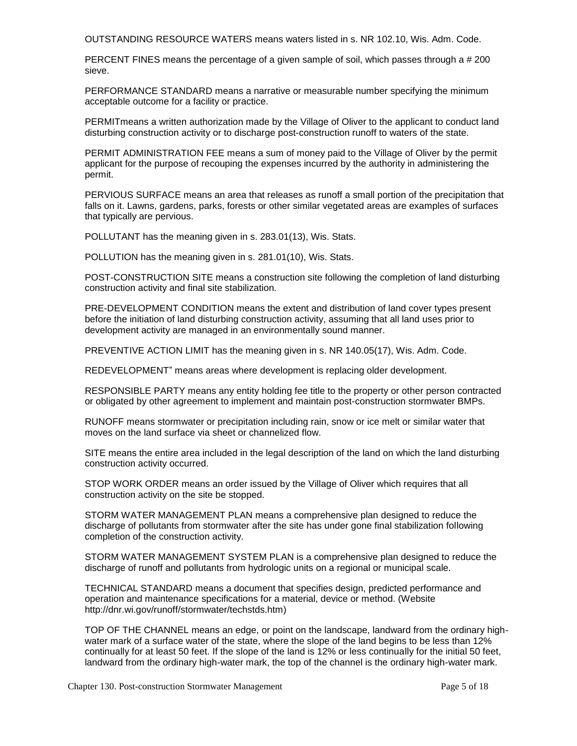OUTSTANDING RESOURCE WATERS means waters listed in s. NR 102.10, Wis. Adm. Code.

PERCENT FINES means the percentage of a given sample of soil, which passes through a # 200 sieve.

PERFORMANCE STANDARD means a narrative or measurable number specifying the minimum acceptable outcome for a facility or practice.

PERMITmeans a written authorization made by the Village of Oliver to the applicant to conduct land disturbing construction activity or to discharge post-construction runoff to waters of the state.

PERMIT ADMINISTRATION FEE means a sum of money paid to the Village of Oliver by the permit applicant for the purpose of recouping the expenses incurred by the authority in administering the permit.

PERVIOUS SURFACE means an area that releases as runoff a small portion of the precipitation that falls on it. Lawns, gardens, parks, forests or other similar vegetated areas are examples of surfaces that typically are pervious.

POLLUTANT has the meaning given in s. 283.01(13), Wis. Stats.

POLLUTION has the meaning given in s. 281.01(10), Wis. Stats.

POST-CONSTRUCTION SITE means a construction site following the completion of land disturbing construction activity and final site stabilization.

PRE-DEVELOPMENT CONDITION means the extent and distribution of land cover types present before the initiation of land disturbing construction activity, assuming that all land uses prior to development activity are managed in an environmentally sound manner.

PREVENTIVE ACTION LIMIT has the meaning given in s. NR 140.05(17), Wis. Adm. Code.

REDEVELOPMENT" means areas where development is replacing older development.

RESPONSIBLE PARTY means any entity holding fee title to the property or other person contracted or obligated by other agreement to implement and maintain post-construction stormwater BMPs.

RUNOFF means stormwater or precipitation including rain, snow or ice melt or similar water that moves on the land surface via sheet or channelized flow.

SITE means the entire area included in the legal description of the land on which the land disturbing construction activity occurred.

STOP WORK ORDER means an order issued by the Village of Oliver which requires that all construction activity on the site be stopped.

STORM WATER MANAGEMENT PLAN means a comprehensive plan designed to reduce the discharge of pollutants from stormwater after the site has under gone final stabilization following completion of the construction activity.

STORM WATER MANAGEMENT SYSTEM PLAN is a comprehensive plan designed to reduce the discharge of runoff and pollutants from hydrologic units on a regional or municipal scale.

TECHNICAL STANDARD means a document that specifies design, predicted performance and operation and maintenance specifications for a material, device or method. (Website http://dnr.wi.gov/runoff/stormwater/techstds.htm)

TOP OF THE CHANNEL means an edge, or point on the landscape, landward from the ordinary high-water mark of a surface water of the state, where the slope of the land begins to be less than 12% continually for at least 50 feet. If the slope of the land is 12% or less continually for the initial 50 feet, landward from the ordinary high-water mark, the top of the channel is the ordinary high-water mark.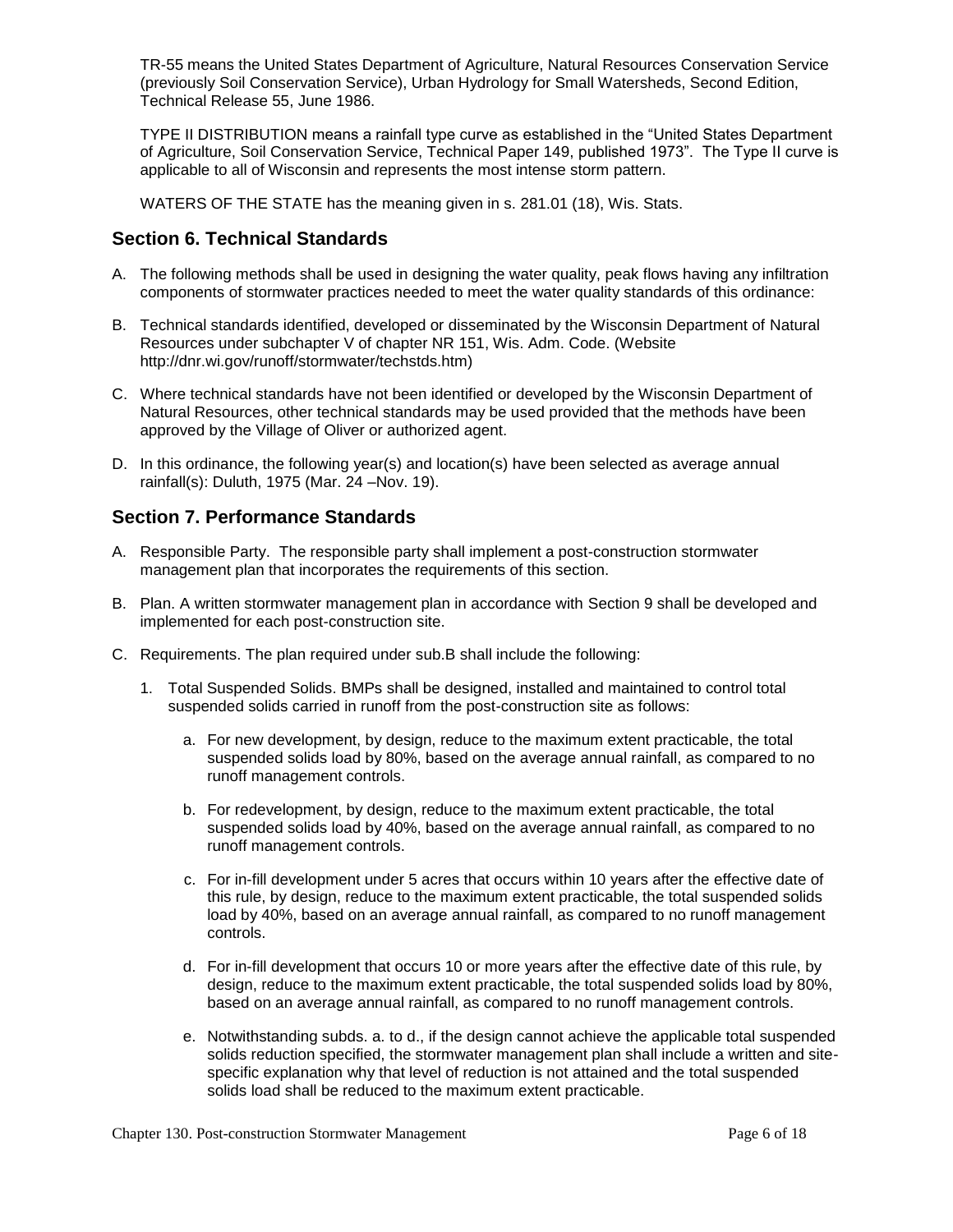TR-55 means the United States Department of Agriculture, Natural Resources Conservation Service (previously Soil Conservation Service), Urban Hydrology for Small Watersheds, Second Edition, Technical Release 55, June 1986.

TYPE II DISTRIBUTION means a rainfall type curve as established in the "United States Department of Agriculture, Soil Conservation Service, Technical Paper 149, published 1973". The Type II curve is applicable to all of Wisconsin and represents the most intense storm pattern.

WATERS OF THE STATE has the meaning given in s. 281.01 (18), Wis. Stats.

## Section 6. Technical Standards

A. The following methods shall be used in designing the water quality, peak flows having any infiltration components of stormwater practices needed to meet the water quality standards of this ordinance:

B. Technical standards identified, developed or disseminated by the Wisconsin Department of Natural Resources under subchapter V of chapter NR 151, Wis. Adm. Code. (Website http://dnr.wi.gov/runoff/stormwater/techstds.htm)

C. Where technical standards have not been identified or developed by the Wisconsin Department of Natural Resources, other technical standards may be used provided that the methods have been approved by the Village of Oliver or authorized agent.

D. In this ordinance, the following year(s) and location(s) have been selected as average annual rainfall(s): Duluth, 1975 (Mar. 24 –Nov. 19).

## Section 7. Performance Standards

A. Responsible Party. The responsible party shall implement a post-construction stormwater management plan that incorporates the requirements of this section.

B. Plan. A written stormwater management plan in accordance with Section 9 shall be developed and implemented for each post-construction site.

C. Requirements. The plan required under sub.B shall include the following:

   1. Total Suspended Solids. BMPs shall be designed, installed and maintained to control total suspended solids carried in runoff from the post-construction site as follows:

      a. For new development, by design, reduce to the maximum extent practicable, the total suspended solids load by 80%, based on the average annual rainfall, as compared to no runoff management controls.

      b. For redevelopment, by design, reduce to the maximum extent practicable, the total suspended solids load by 40%, based on the average annual rainfall, as compared to no runoff management controls.

      c. For in-fill development under 5 acres that occurs within 10 years after the effective date of this rule, by design, reduce to the maximum extent practicable, the total suspended solids load by 40%, based on an average annual rainfall, as compared to no runoff management controls.

      d. For in-fill development that occurs 10 or more years after the effective date of this rule, by design, reduce to the maximum extent practicable, the total suspended solids load by 80%, based on an average annual rainfall, as compared to no runoff management controls.

      e. Notwithstanding subds. a. to d., if the design cannot achieve the applicable total suspended solids reduction specified, the stormwater management plan shall include a written and site-specific explanation why that level of reduction is not attained and the total suspended solids load shall be reduced to the maximum extent practicable.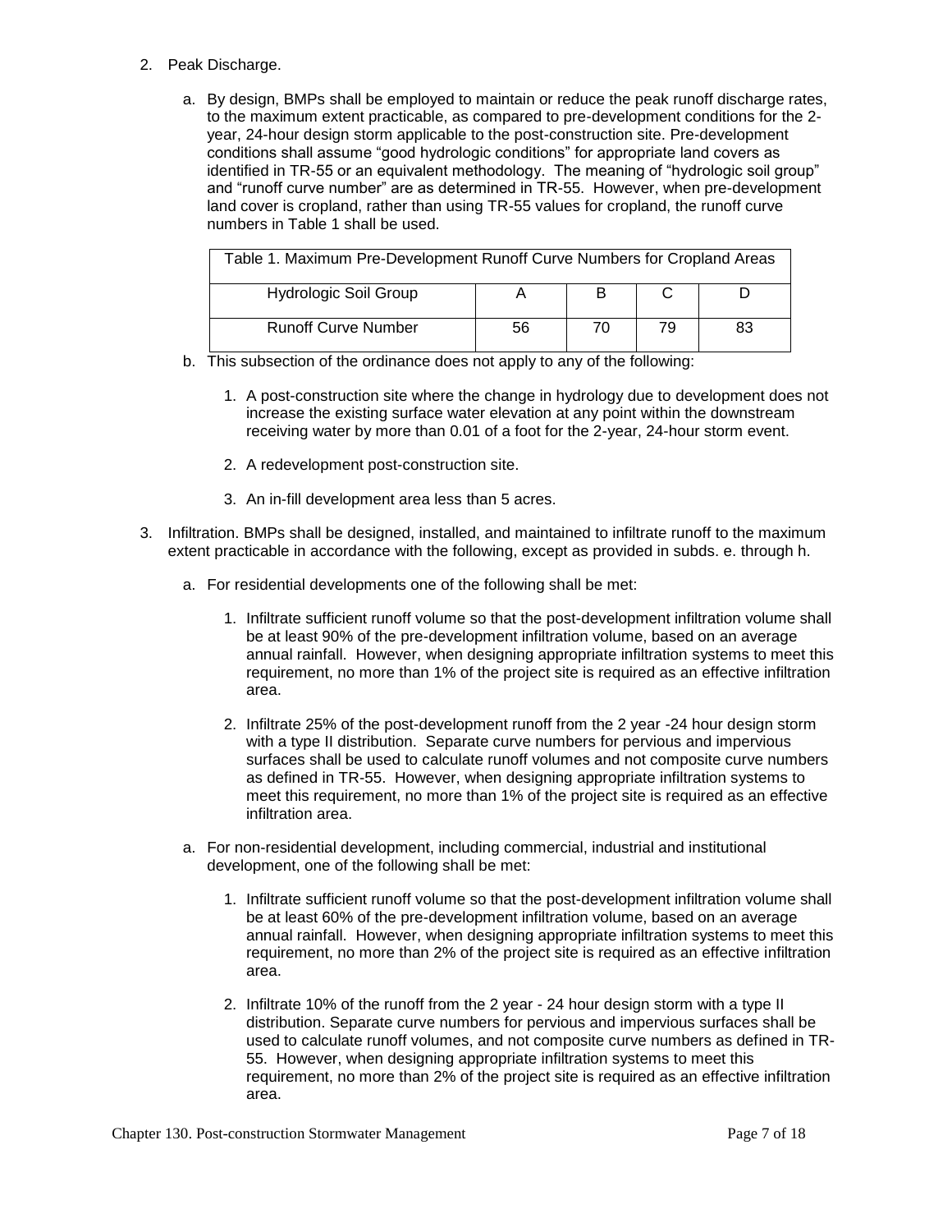2. Peak Discharge.

   a. By design, BMPs shall be employed to maintain or reduce the peak runoff discharge rates, to the maximum extent practicable, as compared to pre-development conditions for the 2-year, 24-hour design storm applicable to the post-construction site. Pre-development conditions shall assume "good hydrologic conditions" for appropriate land covers as identified in TR-55 or an equivalent methodology. The meaning of "hydrologic soil group" and "runoff curve number" are as determined in TR-55. However, when pre-development land cover is cropland, rather than using TR-55 values for cropland, the runoff curve numbers in Table 1 shall be used.

| Table 1. Maximum Pre-Development Runoff Curve Numbers for Cropland Areas | | | | |
|---|---|---|---|---|
| Hydrologic Soil Group | A | B | C | D |
| Runoff Curve Number | 56 | 70 | 79 | 83 |

   b. This subsection of the ordinance does not apply to any of the following:

      1. A post-construction site where the change in hydrology due to development does not increase the existing surface water elevation at any point within the downstream receiving water by more than 0.01 of a foot for the 2-year, 24-hour storm event.

      2. A redevelopment post-construction site.

      3. An in-fill development area less than 5 acres.

3. Infiltration. BMPs shall be designed, installed, and maintained to infiltrate runoff to the maximum extent practicable in accordance with the following, except as provided in subds. e. through h.

   a. For residential developments one of the following shall be met:

      1. Infiltrate sufficient runoff volume so that the post-development infiltration volume shall be at least 90% of the pre-development infiltration volume, based on an average annual rainfall. However, when designing appropriate infiltration systems to meet this requirement, no more than 1% of the project site is required as an effective infiltration area.

      2. Infiltrate 25% of the post-development runoff from the 2 year -24 hour design storm with a type II distribution. Separate curve numbers for pervious and impervious surfaces shall be used to calculate runoff volumes and not composite curve numbers as defined in TR-55. However, when designing appropriate infiltration systems to meet this requirement, no more than 1% of the project site is required as an effective infiltration area.

   a. For non-residential development, including commercial, industrial and institutional development, one of the following shall be met:

      1. Infiltrate sufficient runoff volume so that the post-development infiltration volume shall be at least 60% of the pre-development infiltration volume, based on an average annual rainfall. However, when designing appropriate infiltration systems to meet this requirement, no more than 2% of the project site is required as an effective infiltration area.

      2. Infiltrate 10% of the runoff from the 2 year - 24 hour design storm with a type II distribution. Separate curve numbers for pervious and impervious surfaces shall be used to calculate runoff volumes, and not composite curve numbers as defined in TR-55. However, when designing appropriate infiltration systems to meet this requirement, no more than 2% of the project site is required as an effective infiltration area.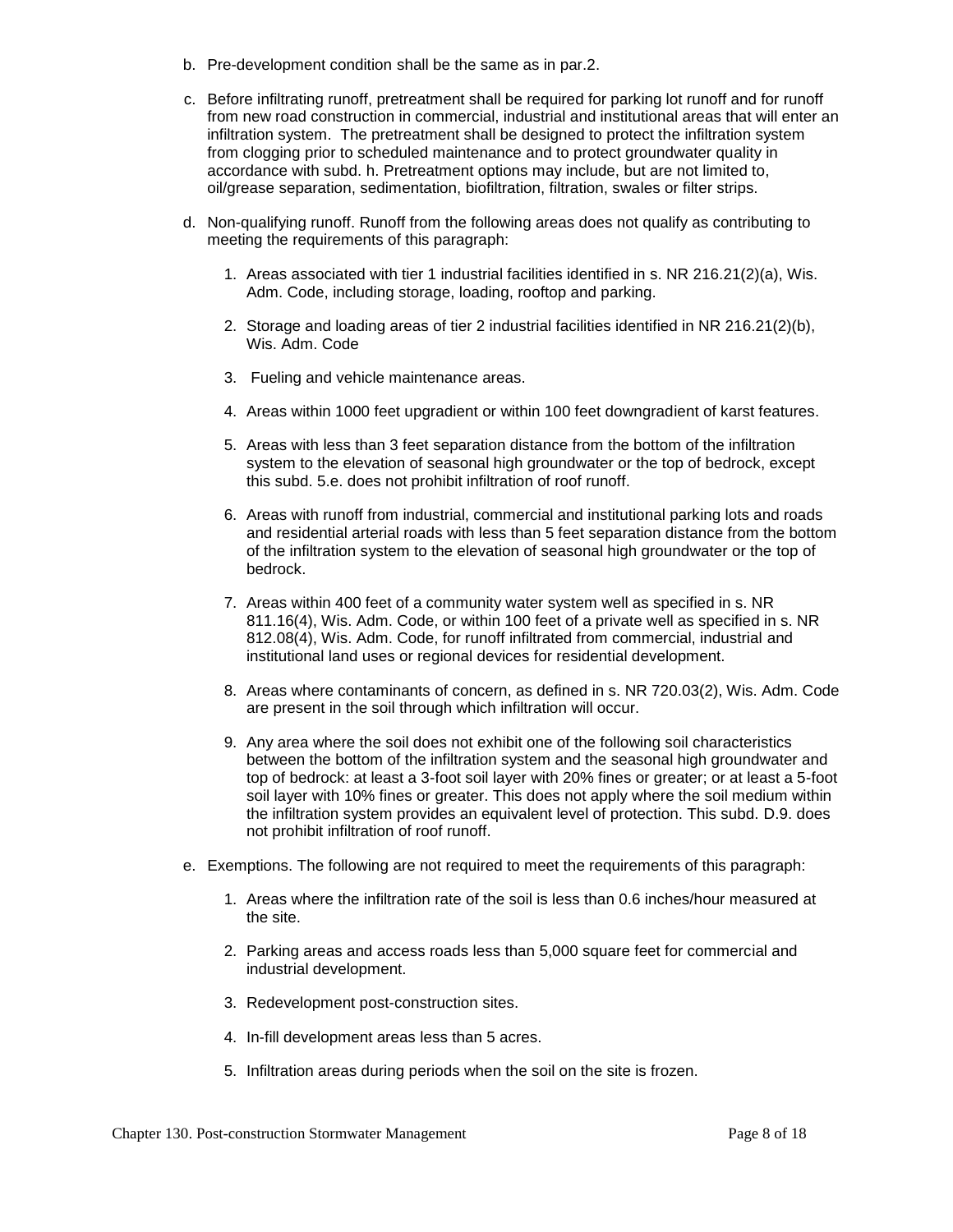b. Pre-development condition shall be the same as in par.2.

c. Before infiltrating runoff, pretreatment shall be required for parking lot runoff and for runoff from new road construction in commercial, industrial and institutional areas that will enter an infiltration system. The pretreatment shall be designed to protect the infiltration system from clogging prior to scheduled maintenance and to protect groundwater quality in accordance with subd. h. Pretreatment options may include, but are not limited to, oil/grease separation, sedimentation, biofiltration, filtration, swales or filter strips.

d. Non-qualifying runoff. Runoff from the following areas does not qualify as contributing to meeting the requirements of this paragraph:

   1. Areas associated with tier 1 industrial facilities identified in s. NR 216.21(2)(a), Wis. Adm. Code, including storage, loading, rooftop and parking.

   2. Storage and loading areas of tier 2 industrial facilities identified in NR 216.21(2)(b), Wis. Adm. Code

   3. Fueling and vehicle maintenance areas.

   4. Areas within 1000 feet upgradient or within 100 feet downgradient of karst features.

   5. Areas with less than 3 feet separation distance from the bottom of the infiltration system to the elevation of seasonal high groundwater or the top of bedrock, except this subd. 5.e. does not prohibit infiltration of roof runoff.

   6. Areas with runoff from industrial, commercial and institutional parking lots and roads and residential arterial roads with less than 5 feet separation distance from the bottom of the infiltration system to the elevation of seasonal high groundwater or the top of bedrock.

   7. Areas within 400 feet of a community water system well as specified in s. NR 811.16(4), Wis. Adm. Code, or within 100 feet of a private well as specified in s. NR 812.08(4), Wis. Adm. Code, for runoff infiltrated from commercial, industrial and institutional land uses or regional devices for residential development.

   8. Areas where contaminants of concern, as defined in s. NR 720.03(2), Wis. Adm. Code are present in the soil through which infiltration will occur.

   9. Any area where the soil does not exhibit one of the following soil characteristics between the bottom of the infiltration system and the seasonal high groundwater and top of bedrock: at least a 3-foot soil layer with 20% fines or greater; or at least a 5-foot soil layer with 10% fines or greater. This does not apply where the soil medium within the infiltration system provides an equivalent level of protection. This subd. D.9. does not prohibit infiltration of roof runoff.

e. Exemptions. The following are not required to meet the requirements of this paragraph:

   1. Areas where the infiltration rate of the soil is less than 0.6 inches/hour measured at the site.

   2. Parking areas and access roads less than 5,000 square feet for commercial and industrial development.

   3. Redevelopment post-construction sites.

   4. In-fill development areas less than 5 acres.

   5. Infiltration areas during periods when the soil on the site is frozen.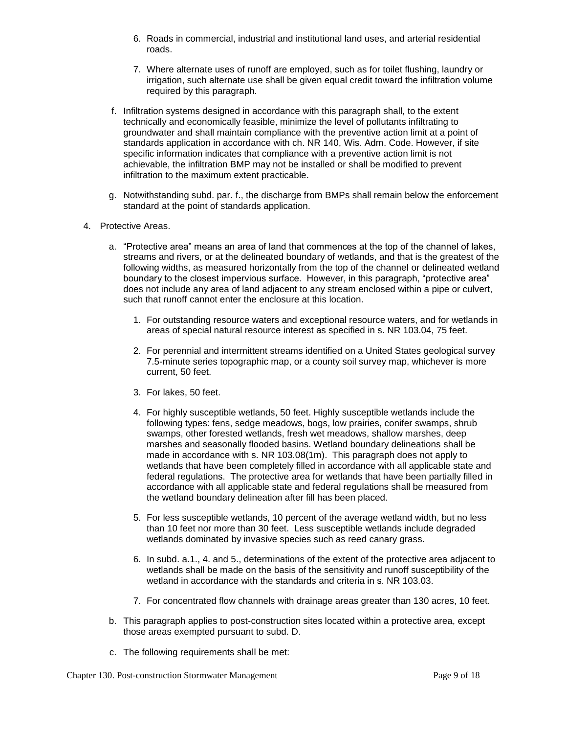6. Roads in commercial, industrial and institutional land uses, and arterial residential roads.

7. Where alternate uses of runoff are employed, such as for toilet flushing, laundry or irrigation, such alternate use shall be given equal credit toward the infiltration volume required by this paragraph.

f. Infiltration systems designed in accordance with this paragraph shall, to the extent technically and economically feasible, minimize the level of pollutants infiltrating to groundwater and shall maintain compliance with the preventive action limit at a point of standards application in accordance with ch. NR 140, Wis. Adm. Code. However, if site specific information indicates that compliance with a preventive action limit is not achievable, the infiltration BMP may not be installed or shall be modified to prevent infiltration to the maximum extent practicable.

g. Notwithstanding subd. par. f., the discharge from BMPs shall remain below the enforcement standard at the point of standards application.

4. Protective Areas.

   a. "Protective area" means an area of land that commences at the top of the channel of lakes, streams and rivers, or at the delineated boundary of wetlands, and that is the greatest of the following widths, as measured horizontally from the top of the channel or delineated wetland boundary to the closest impervious surface. However, in this paragraph, "protective area" does not include any area of land adjacent to any stream enclosed within a pipe or culvert, such that runoff cannot enter the enclosure at this location.

      1. For outstanding resource waters and exceptional resource waters, and for wetlands in areas of special natural resource interest as specified in s. NR 103.04, 75 feet.

      2. For perennial and intermittent streams identified on a United States geological survey 7.5-minute series topographic map, or a county soil survey map, whichever is more current, 50 feet.

      3. For lakes, 50 feet.

      4. For highly susceptible wetlands, 50 feet. Highly susceptible wetlands include the following types: fens, sedge meadows, bogs, low prairies, conifer swamps, shrub swamps, other forested wetlands, fresh wet meadows, shallow marshes, deep marshes and seasonally flooded basins. Wetland boundary delineations shall be made in accordance with s. NR 103.08(1m). This paragraph does not apply to wetlands that have been completely filled in accordance with all applicable state and federal regulations. The protective area for wetlands that have been partially filled in accordance with all applicable state and federal regulations shall be measured from the wetland boundary delineation after fill has been placed.

      5. For less susceptible wetlands, 10 percent of the average wetland width, but no less than 10 feet nor more than 30 feet. Less susceptible wetlands include degraded wetlands dominated by invasive species such as reed canary grass.

      6. In subd. a.1., 4. and 5., determinations of the extent of the protective area adjacent to wetlands shall be made on the basis of the sensitivity and runoff susceptibility of the wetland in accordance with the standards and criteria in s. NR 103.03.

      7. For concentrated flow channels with drainage areas greater than 130 acres, 10 feet.

   b. This paragraph applies to post-construction sites located within a protective area, except those areas exempted pursuant to subd. D.

   c. The following requirements shall be met: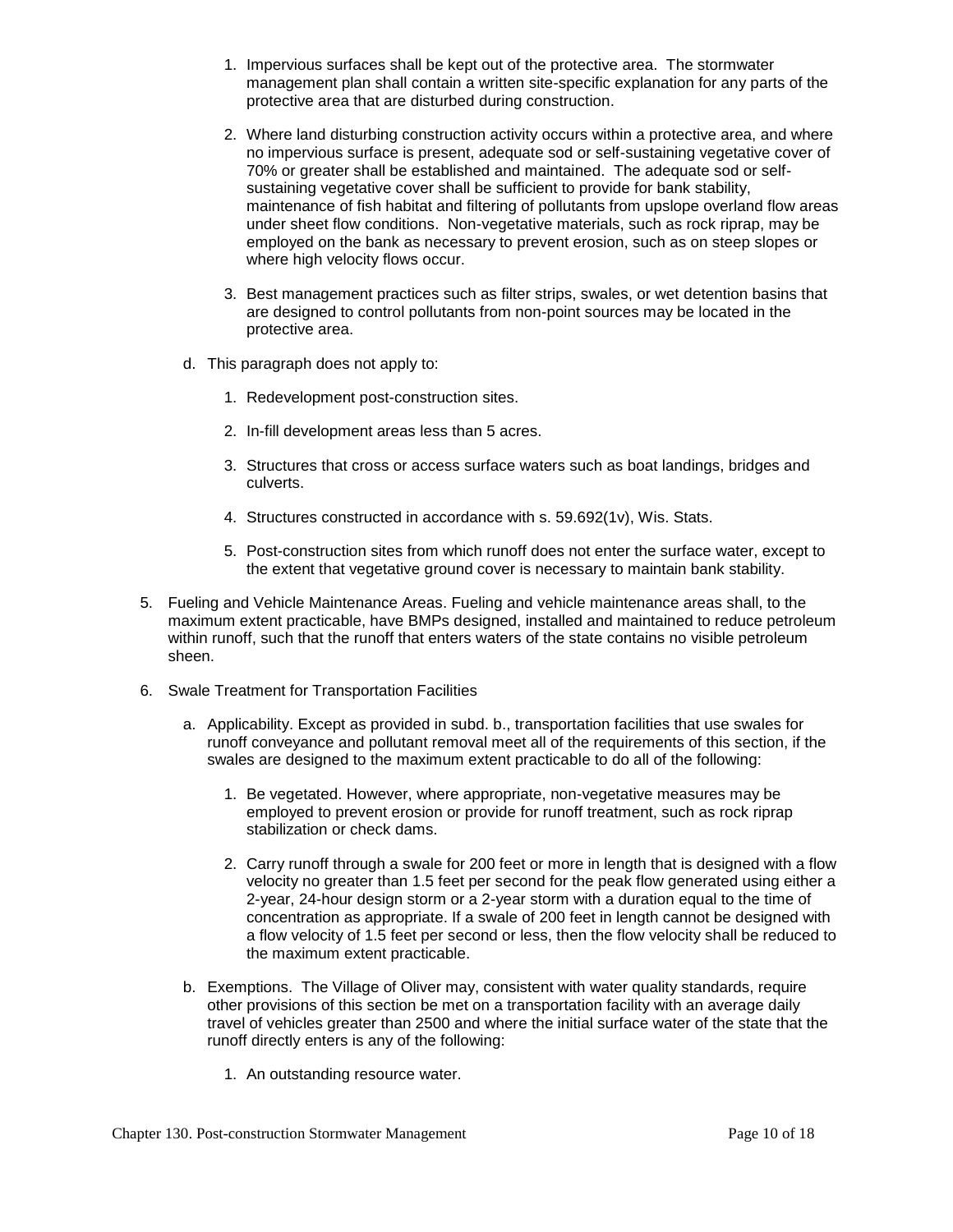1. Impervious surfaces shall be kept out of the protective area. The stormwater management plan shall contain a written site-specific explanation for any parts of the protective area that are disturbed during construction.

2. Where land disturbing construction activity occurs within a protective area, and where no impervious surface is present, adequate sod or self-sustaining vegetative cover of 70% or greater shall be established and maintained. The adequate sod or self-sustaining vegetative cover shall be sufficient to provide for bank stability, maintenance of fish habitat and filtering of pollutants from upslope overland flow areas under sheet flow conditions. Non-vegetative materials, such as rock riprap, may be employed on the bank as necessary to prevent erosion, such as on steep slopes or where high velocity flows occur.

3. Best management practices such as filter strips, swales, or wet detention basins that are designed to control pollutants from non-point sources may be located in the protective area.

d. This paragraph does not apply to:

1. Redevelopment post-construction sites.

2. In-fill development areas less than 5 acres.

3. Structures that cross or access surface waters such as boat landings, bridges and culverts.

4. Structures constructed in accordance with s. 59.692(1v), Wis. Stats.

5. Post-construction sites from which runoff does not enter the surface water, except to the extent that vegetative ground cover is necessary to maintain bank stability.

5. Fueling and Vehicle Maintenance Areas. Fueling and vehicle maintenance areas shall, to the maximum extent practicable, have BMPs designed, installed and maintained to reduce petroleum within runoff, such that the runoff that enters waters of the state contains no visible petroleum sheen.

6. Swale Treatment for Transportation Facilities

a. Applicability. Except as provided in subd. b., transportation facilities that use swales for runoff conveyance and pollutant removal meet all of the requirements of this section, if the swales are designed to the maximum extent practicable to do all of the following:

1. Be vegetated. However, where appropriate, non-vegetative measures may be employed to prevent erosion or provide for runoff treatment, such as rock riprap stabilization or check dams.

2. Carry runoff through a swale for 200 feet or more in length that is designed with a flow velocity no greater than 1.5 feet per second for the peak flow generated using either a 2-year, 24-hour design storm or a 2-year storm with a duration equal to the time of concentration as appropriate. If a swale of 200 feet in length cannot be designed with a flow velocity of 1.5 feet per second or less, then the flow velocity shall be reduced to the maximum extent practicable.

b. Exemptions. The Village of Oliver may, consistent with water quality standards, require other provisions of this section be met on a transportation facility with an average daily travel of vehicles greater than 2500 and where the initial surface water of the state that the runoff directly enters is any of the following:

1. An outstanding resource water.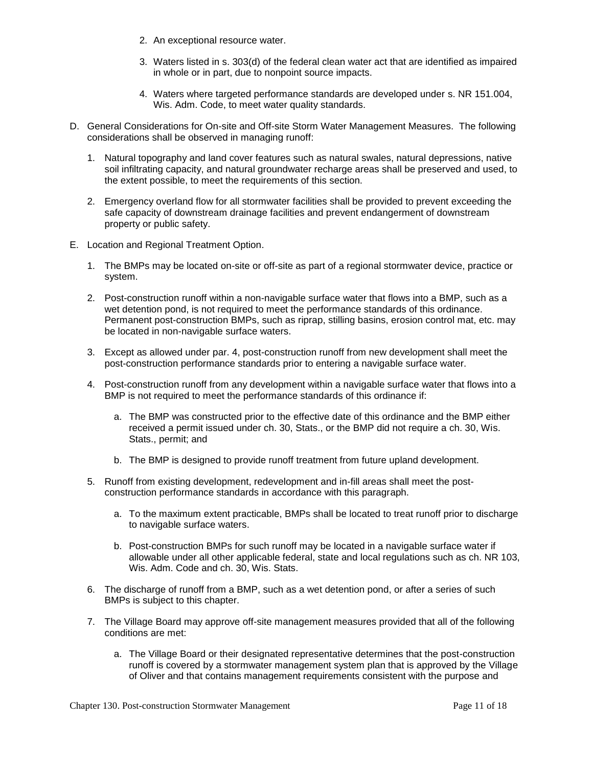2. An exceptional resource water.

3. Waters listed in s. 303(d) of the federal clean water act that are identified as impaired in whole or in part, due to nonpoint source impacts.

4. Waters where targeted performance standards are developed under s. NR 151.004, Wis. Adm. Code, to meet water quality standards.

D. General Considerations for On-site and Off-site Storm Water Management Measures. The following considerations shall be observed in managing runoff:

1. Natural topography and land cover features such as natural swales, natural depressions, native soil infiltrating capacity, and natural groundwater recharge areas shall be preserved and used, to the extent possible, to meet the requirements of this section.

2. Emergency overland flow for all stormwater facilities shall be provided to prevent exceeding the safe capacity of downstream drainage facilities and prevent endangerment of downstream property or public safety.

E. Location and Regional Treatment Option.

1. The BMPs may be located on-site or off-site as part of a regional stormwater device, practice or system.

2. Post-construction runoff within a non-navigable surface water that flows into a BMP, such as a wet detention pond, is not required to meet the performance standards of this ordinance. Permanent post-construction BMPs, such as riprap, stilling basins, erosion control mat, etc. may be located in non-navigable surface waters.

3. Except as allowed under par. 4, post-construction runoff from new development shall meet the post-construction performance standards prior to entering a navigable surface water.

4. Post-construction runoff from any development within a navigable surface water that flows into a BMP is not required to meet the performance standards of this ordinance if:

   a. The BMP was constructed prior to the effective date of this ordinance and the BMP either received a permit issued under ch. 30, Stats., or the BMP did not require a ch. 30, Wis. Stats., permit; and

   b. The BMP is designed to provide runoff treatment from future upland development.

5. Runoff from existing development, redevelopment and in-fill areas shall meet the post-construction performance standards in accordance with this paragraph.

   a. To the maximum extent practicable, BMPs shall be located to treat runoff prior to discharge to navigable surface waters.

   b. Post-construction BMPs for such runoff may be located in a navigable surface water if allowable under all other applicable federal, state and local regulations such as ch. NR 103, Wis. Adm. Code and ch. 30, Wis. Stats.

6. The discharge of runoff from a BMP, such as a wet detention pond, or after a series of such BMPs is subject to this chapter.

7. The Village Board may approve off-site management measures provided that all of the following conditions are met:

   a. The Village Board or their designated representative determines that the post-construction runoff is covered by a stormwater management system plan that is approved by the Village of Oliver and that contains management requirements consistent with the purpose and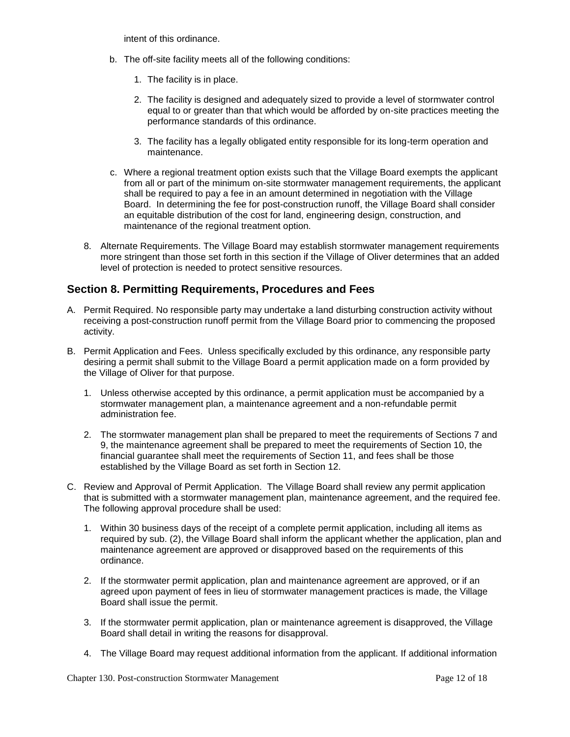intent of this ordinance.

b. The off-site facility meets all of the following conditions:

   1. The facility is in place.

   2. The facility is designed and adequately sized to provide a level of stormwater control equal to or greater than that which would be afforded by on-site practices meeting the performance standards of this ordinance.

   3. The facility has a legally obligated entity responsible for its long-term operation and maintenance.

c. Where a regional treatment option exists such that the Village Board exempts the applicant from all or part of the minimum on-site stormwater management requirements, the applicant shall be required to pay a fee in an amount determined in negotiation with the Village Board. In determining the fee for post-construction runoff, the Village Board shall consider an equitable distribution of the cost for land, engineering design, construction, and maintenance of the regional treatment option.

8. Alternate Requirements. The Village Board may establish stormwater management requirements more stringent than those set forth in this section if the Village of Oliver determines that an added level of protection is needed to protect sensitive resources.

## Section 8. Permitting Requirements, Procedures and Fees

A. Permit Required. No responsible party may undertake a land disturbing construction activity without receiving a post-construction runoff permit from the Village Board prior to commencing the proposed activity.

B. Permit Application and Fees. Unless specifically excluded by this ordinance, any responsible party desiring a permit shall submit to the Village Board a permit application made on a form provided by the Village of Oliver for that purpose.

   1. Unless otherwise accepted by this ordinance, a permit application must be accompanied by a stormwater management plan, a maintenance agreement and a non-refundable permit administration fee.

   2. The stormwater management plan shall be prepared to meet the requirements of Sections 7 and 9, the maintenance agreement shall be prepared to meet the requirements of Section 10, the financial guarantee shall meet the requirements of Section 11, and fees shall be those established by the Village Board as set forth in Section 12.

C. Review and Approval of Permit Application. The Village Board shall review any permit application that is submitted with a stormwater management plan, maintenance agreement, and the required fee. The following approval procedure shall be used:

   1. Within 30 business days of the receipt of a complete permit application, including all items as required by sub. (2), the Village Board shall inform the applicant whether the application, plan and maintenance agreement are approved or disapproved based on the requirements of this ordinance.

   2. If the stormwater permit application, plan and maintenance agreement are approved, or if an agreed upon payment of fees in lieu of stormwater management practices is made, the Village Board shall issue the permit.

   3. If the stormwater permit application, plan or maintenance agreement is disapproved, the Village Board shall detail in writing the reasons for disapproval.

   4. The Village Board may request additional information from the applicant. If additional information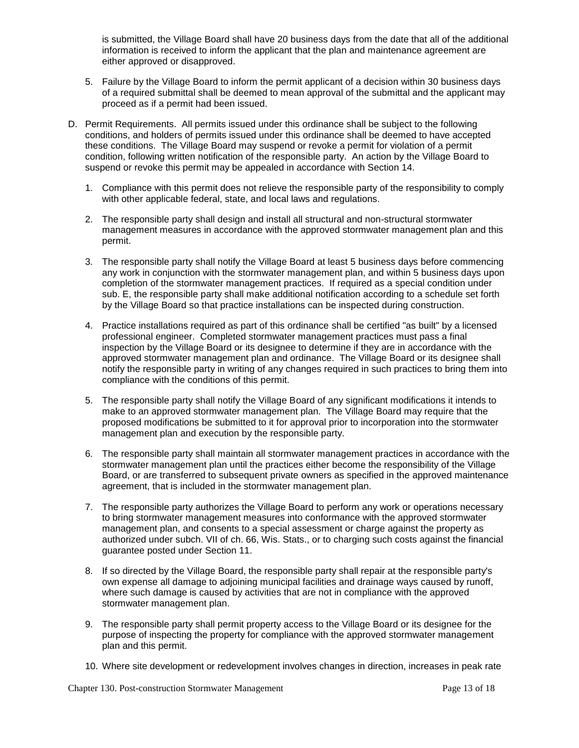is submitted, the Village Board shall have 20 business days from the date that all of the additional information is received to inform the applicant that the plan and maintenance agreement are either approved or disapproved.

5. Failure by the Village Board to inform the permit applicant of a decision within 30 business days of a required submittal shall be deemed to mean approval of the submittal and the applicant may proceed as if a permit had been issued.

D. Permit Requirements. All permits issued under this ordinance shall be subject to the following conditions, and holders of permits issued under this ordinance shall be deemed to have accepted these conditions. The Village Board may suspend or revoke a permit for violation of a permit condition, following written notification of the responsible party. An action by the Village Board to suspend or revoke this permit may be appealed in accordance with Section 14.

   1. Compliance with this permit does not relieve the responsible party of the responsibility to comply with other applicable federal, state, and local laws and regulations.

   2. The responsible party shall design and install all structural and non-structural stormwater management measures in accordance with the approved stormwater management plan and this permit.

   3. The responsible party shall notify the Village Board at least 5 business days before commencing any work in conjunction with the stormwater management plan, and within 5 business days upon completion of the stormwater management practices. If required as a special condition under sub. E, the responsible party shall make additional notification according to a schedule set forth by the Village Board so that practice installations can be inspected during construction.

   4. Practice installations required as part of this ordinance shall be certified "as built" by a licensed professional engineer. Completed stormwater management practices must pass a final inspection by the Village Board or its designee to determine if they are in accordance with the approved stormwater management plan and ordinance. The Village Board or its designee shall notify the responsible party in writing of any changes required in such practices to bring them into compliance with the conditions of this permit.

   5. The responsible party shall notify the Village Board of any significant modifications it intends to make to an approved stormwater management plan. The Village Board may require that the proposed modifications be submitted to it for approval prior to incorporation into the stormwater management plan and execution by the responsible party.

   6. The responsible party shall maintain all stormwater management practices in accordance with the stormwater management plan until the practices either become the responsibility of the Village Board, or are transferred to subsequent private owners as specified in the approved maintenance agreement, that is included in the stormwater management plan.

   7. The responsible party authorizes the Village Board to perform any work or operations necessary to bring stormwater management measures into conformance with the approved stormwater management plan, and consents to a special assessment or charge against the property as authorized under subch. VII of ch. 66, Wis. Stats., or to charging such costs against the financial guarantee posted under Section 11.

   8. If so directed by the Village Board, the responsible party shall repair at the responsible party's own expense all damage to adjoining municipal facilities and drainage ways caused by runoff, where such damage is caused by activities that are not in compliance with the approved stormwater management plan.

   9. The responsible party shall permit property access to the Village Board or its designee for the purpose of inspecting the property for compliance with the approved stormwater management plan and this permit.

   10. Where site development or redevelopment involves changes in direction, increases in peak rate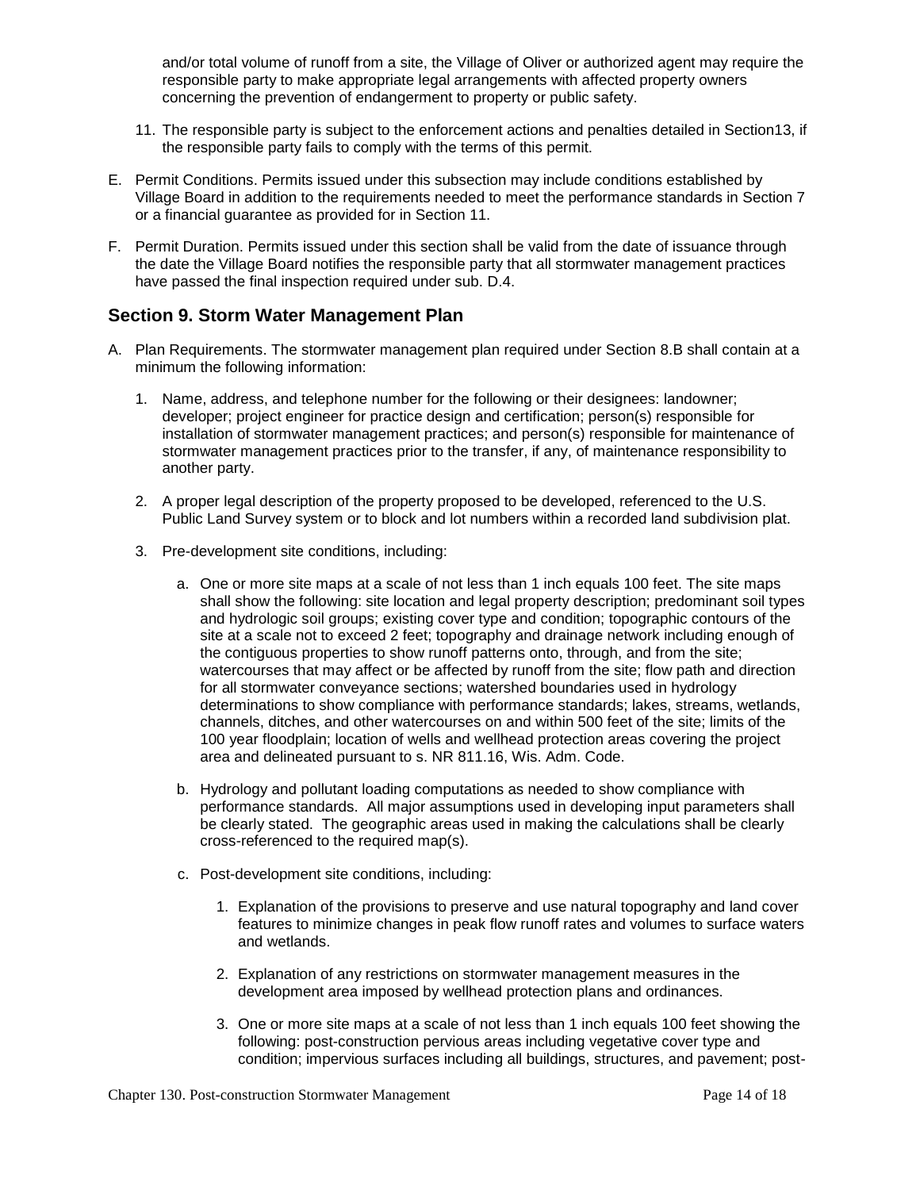and/or total volume of runoff from a site, the Village of Oliver or authorized agent may require the responsible party to make appropriate legal arrangements with affected property owners concerning the prevention of endangerment to property or public safety.

11. The responsible party is subject to the enforcement actions and penalties detailed in Section13, if the responsible party fails to comply with the terms of this permit.

E. Permit Conditions. Permits issued under this subsection may include conditions established by Village Board in addition to the requirements needed to meet the performance standards in Section 7 or a financial guarantee as provided for in Section 11.

F. Permit Duration. Permits issued under this section shall be valid from the date of issuance through the date the Village Board notifies the responsible party that all stormwater management practices have passed the final inspection required under sub. D.4.

## Section 9. Storm Water Management Plan

A. Plan Requirements. The stormwater management plan required under Section 8.B shall contain at a minimum the following information:

1. Name, address, and telephone number for the following or their designees: landowner; developer; project engineer for practice design and certification; person(s) responsible for installation of stormwater management practices; and person(s) responsible for maintenance of stormwater management practices prior to the transfer, if any, of maintenance responsibility to another party.

2. A proper legal description of the property proposed to be developed, referenced to the U.S. Public Land Survey system or to block and lot numbers within a recorded land subdivision plat.

3. Pre-development site conditions, including:

   a. One or more site maps at a scale of not less than 1 inch equals 100 feet. The site maps shall show the following: site location and legal property description; predominant soil types and hydrologic soil groups; existing cover type and condition; topographic contours of the site at a scale not to exceed 2 feet; topography and drainage network including enough of the contiguous properties to show runoff patterns onto, through, and from the site; watercourses that may affect or be affected by runoff from the site; flow path and direction for all stormwater conveyance sections; watershed boundaries used in hydrology determinations to show compliance with performance standards; lakes, streams, wetlands, channels, ditches, and other watercourses on and within 500 feet of the site; limits of the 100 year floodplain; location of wells and wellhead protection areas covering the project area and delineated pursuant to s. NR 811.16, Wis. Adm. Code.

   b. Hydrology and pollutant loading computations as needed to show compliance with performance standards. All major assumptions used in developing input parameters shall be clearly stated. The geographic areas used in making the calculations shall be clearly cross-referenced to the required map(s).

   c. Post-development site conditions, including:

      1. Explanation of the provisions to preserve and use natural topography and land cover features to minimize changes in peak flow runoff rates and volumes to surface waters and wetlands.

      2. Explanation of any restrictions on stormwater management measures in the development area imposed by wellhead protection plans and ordinances.

      3. One or more site maps at a scale of not less than 1 inch equals 100 feet showing the following: post-construction pervious areas including vegetative cover type and condition; impervious surfaces including all buildings, structures, and pavement; post-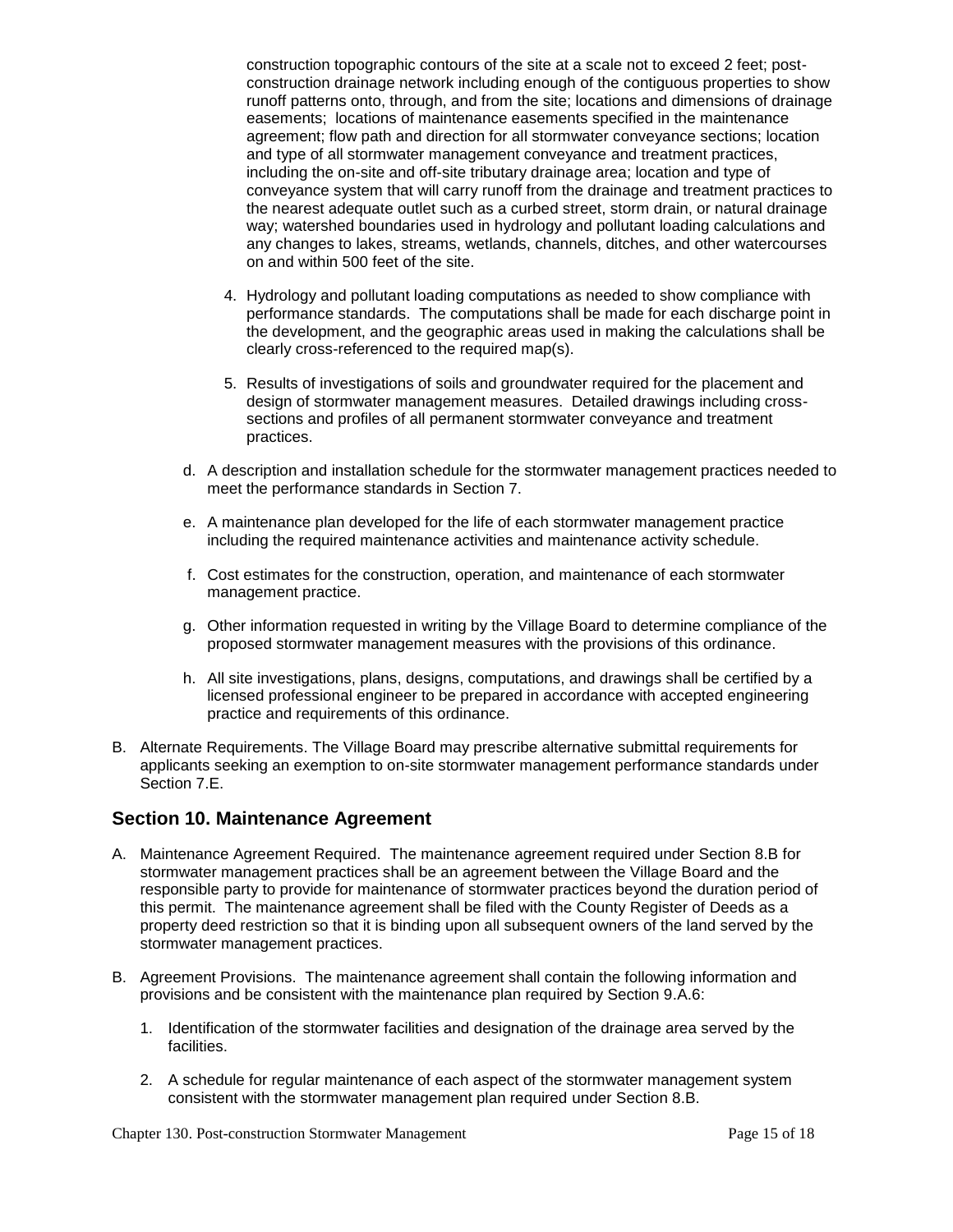construction topographic contours of the site at a scale not to exceed 2 feet; post-construction drainage network including enough of the contiguous properties to show runoff patterns onto, through, and from the site; locations and dimensions of drainage easements; locations of maintenance easements specified in the maintenance agreement; flow path and direction for all stormwater conveyance sections; location and type of all stormwater management conveyance and treatment practices, including the on-site and off-site tributary drainage area; location and type of conveyance system that will carry runoff from the drainage and treatment practices to the nearest adequate outlet such as a curbed street, storm drain, or natural drainage way; watershed boundaries used in hydrology and pollutant loading calculations and any changes to lakes, streams, wetlands, channels, ditches, and other watercourses on and within 500 feet of the site.

4. Hydrology and pollutant loading computations as needed to show compliance with performance standards. The computations shall be made for each discharge point in the development, and the geographic areas used in making the calculations shall be clearly cross-referenced to the required map(s).

5. Results of investigations of soils and groundwater required for the placement and design of stormwater management measures. Detailed drawings including cross-sections and profiles of all permanent stormwater conveyance and treatment practices.

d. A description and installation schedule for the stormwater management practices needed to meet the performance standards in Section 7.

e. A maintenance plan developed for the life of each stormwater management practice including the required maintenance activities and maintenance activity schedule.

f. Cost estimates for the construction, operation, and maintenance of each stormwater management practice.

g. Other information requested in writing by the Village Board to determine compliance of the proposed stormwater management measures with the provisions of this ordinance.

h. All site investigations, plans, designs, computations, and drawings shall be certified by a licensed professional engineer to be prepared in accordance with accepted engineering practice and requirements of this ordinance.

B. Alternate Requirements. The Village Board may prescribe alternative submittal requirements for applicants seeking an exemption to on-site stormwater management performance standards under Section 7.E.

## Section 10. Maintenance Agreement

A. Maintenance Agreement Required. The maintenance agreement required under Section 8.B for stormwater management practices shall be an agreement between the Village Board and the responsible party to provide for maintenance of stormwater practices beyond the duration period of this permit. The maintenance agreement shall be filed with the County Register of Deeds as a property deed restriction so that it is binding upon all subsequent owners of the land served by the stormwater management practices.

B. Agreement Provisions. The maintenance agreement shall contain the following information and provisions and be consistent with the maintenance plan required by Section 9.A.6:

1. Identification of the stormwater facilities and designation of the drainage area served by the facilities.

2. A schedule for regular maintenance of each aspect of the stormwater management system consistent with the stormwater management plan required under Section 8.B.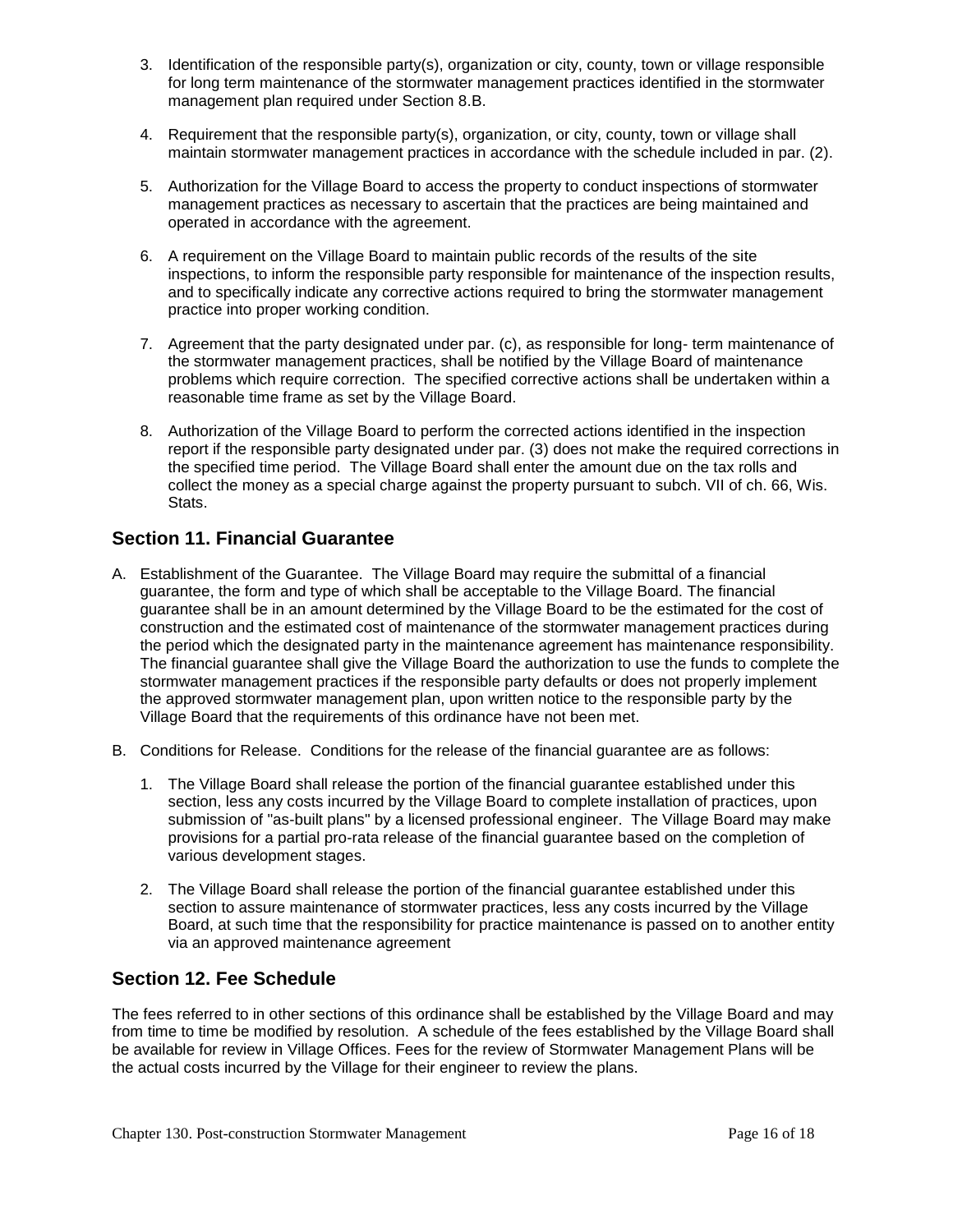3. Identification of the responsible party(s), organization or city, county, town or village responsible for long term maintenance of the stormwater management practices identified in the stormwater management plan required under Section 8.B.

4. Requirement that the responsible party(s), organization, or city, county, town or village shall maintain stormwater management practices in accordance with the schedule included in par. (2).

5. Authorization for the Village Board to access the property to conduct inspections of stormwater management practices as necessary to ascertain that the practices are being maintained and operated in accordance with the agreement.

6. A requirement on the Village Board to maintain public records of the results of the site inspections, to inform the responsible party responsible for maintenance of the inspection results, and to specifically indicate any corrective actions required to bring the stormwater management practice into proper working condition.

7. Agreement that the party designated under par. (c), as responsible for long- term maintenance of the stormwater management practices, shall be notified by the Village Board of maintenance problems which require correction. The specified corrective actions shall be undertaken within a reasonable time frame as set by the Village Board.

8. Authorization of the Village Board to perform the corrected actions identified in the inspection report if the responsible party designated under par. (3) does not make the required corrections in the specified time period. The Village Board shall enter the amount due on the tax rolls and collect the money as a special charge against the property pursuant to subch. VII of ch. 66, Wis. Stats.

## Section 11. Financial Guarantee

A. Establishment of the Guarantee. The Village Board may require the submittal of a financial guarantee, the form and type of which shall be acceptable to the Village Board. The financial guarantee shall be in an amount determined by the Village Board to be the estimated for the cost of construction and the estimated cost of maintenance of the stormwater management practices during the period which the designated party in the maintenance agreement has maintenance responsibility. The financial guarantee shall give the Village Board the authorization to use the funds to complete the stormwater management practices if the responsible party defaults or does not properly implement the approved stormwater management plan, upon written notice to the responsible party by the Village Board that the requirements of this ordinance have not been met.

B. Conditions for Release. Conditions for the release of the financial guarantee are as follows:

   1. The Village Board shall release the portion of the financial guarantee established under this section, less any costs incurred by the Village Board to complete installation of practices, upon submission of "as-built plans" by a licensed professional engineer. The Village Board may make provisions for a partial pro-rata release of the financial guarantee based on the completion of various development stages.

   2. The Village Board shall release the portion of the financial guarantee established under this section to assure maintenance of stormwater practices, less any costs incurred by the Village Board, at such time that the responsibility for practice maintenance is passed on to another entity via an approved maintenance agreement

## Section 12. Fee Schedule

The fees referred to in other sections of this ordinance shall be established by the Village Board and may from time to time be modified by resolution. A schedule of the fees established by the Village Board shall be available for review in Village Offices. Fees for the review of Stormwater Management Plans will be the actual costs incurred by the Village for their engineer to review the plans.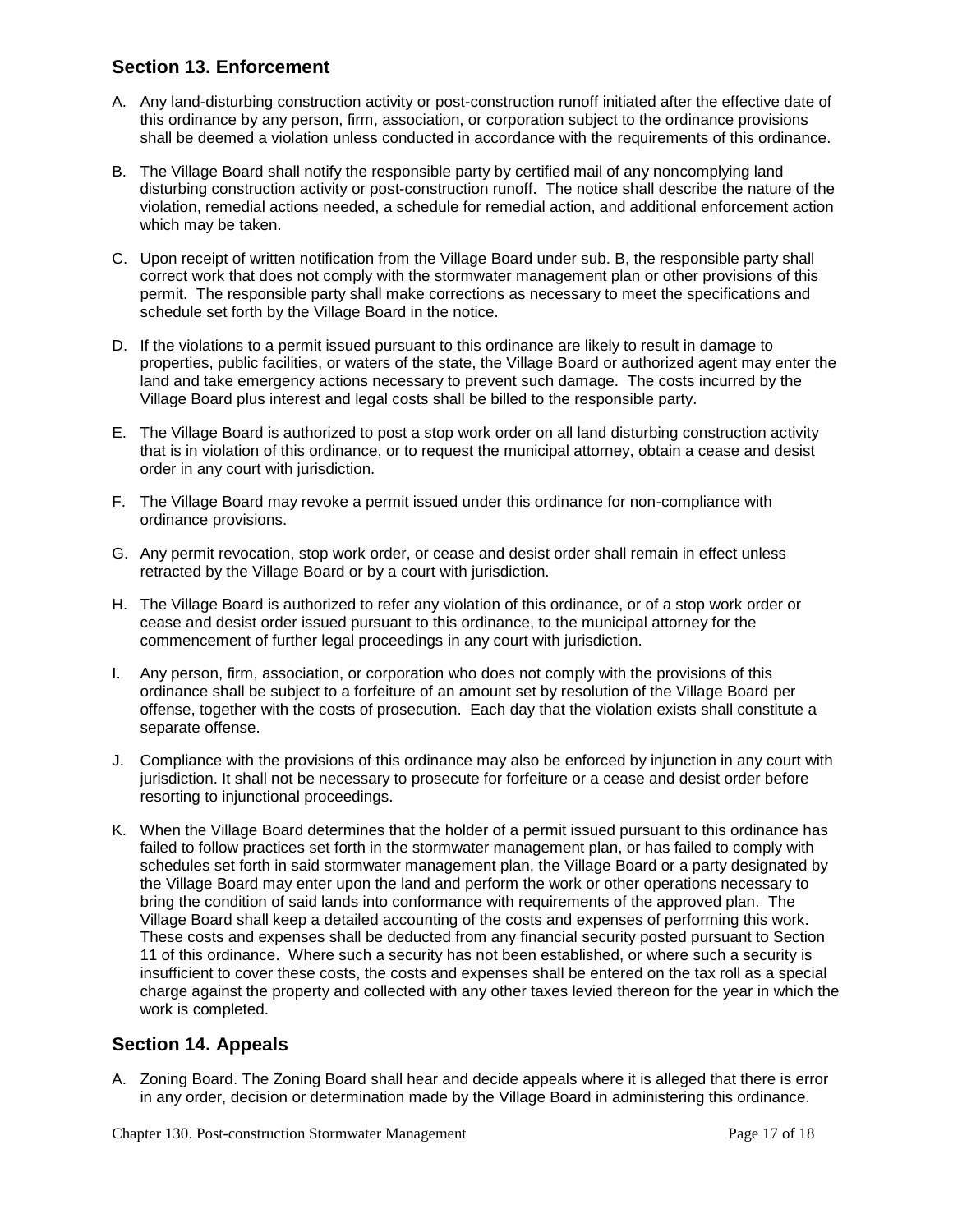## Section 13. Enforcement

A. Any land-disturbing construction activity or post-construction runoff initiated after the effective date of this ordinance by any person, firm, association, or corporation subject to the ordinance provisions shall be deemed a violation unless conducted in accordance with the requirements of this ordinance.

B. The Village Board shall notify the responsible party by certified mail of any noncomplying land disturbing construction activity or post-construction runoff. The notice shall describe the nature of the violation, remedial actions needed, a schedule for remedial action, and additional enforcement action which may be taken.

C. Upon receipt of written notification from the Village Board under sub. B, the responsible party shall correct work that does not comply with the stormwater management plan or other provisions of this permit. The responsible party shall make corrections as necessary to meet the specifications and schedule set forth by the Village Board in the notice.

D. If the violations to a permit issued pursuant to this ordinance are likely to result in damage to properties, public facilities, or waters of the state, the Village Board or authorized agent may enter the land and take emergency actions necessary to prevent such damage. The costs incurred by the Village Board plus interest and legal costs shall be billed to the responsible party.

E. The Village Board is authorized to post a stop work order on all land disturbing construction activity that is in violation of this ordinance, or to request the municipal attorney, obtain a cease and desist order in any court with jurisdiction.

F. The Village Board may revoke a permit issued under this ordinance for non-compliance with ordinance provisions.

G. Any permit revocation, stop work order, or cease and desist order shall remain in effect unless retracted by the Village Board or by a court with jurisdiction.

H. The Village Board is authorized to refer any violation of this ordinance, or of a stop work order or cease and desist order issued pursuant to this ordinance, to the municipal attorney for the commencement of further legal proceedings in any court with jurisdiction.

I. Any person, firm, association, or corporation who does not comply with the provisions of this ordinance shall be subject to a forfeiture of an amount set by resolution of the Village Board per offense, together with the costs of prosecution. Each day that the violation exists shall constitute a separate offense.

J. Compliance with the provisions of this ordinance may also be enforced by injunction in any court with jurisdiction. It shall not be necessary to prosecute for forfeiture or a cease and desist order before resorting to injunctional proceedings.

K. When the Village Board determines that the holder of a permit issued pursuant to this ordinance has failed to follow practices set forth in the stormwater management plan, or has failed to comply with schedules set forth in said stormwater management plan, the Village Board or a party designated by the Village Board may enter upon the land and perform the work or other operations necessary to bring the condition of said lands into conformance with requirements of the approved plan. The Village Board shall keep a detailed accounting of the costs and expenses of performing this work. These costs and expenses shall be deducted from any financial security posted pursuant to Section 11 of this ordinance. Where such a security has not been established, or where such a security is insufficient to cover these costs, the costs and expenses shall be entered on the tax roll as a special charge against the property and collected with any other taxes levied thereon for the year in which the work is completed.

## Section 14. Appeals

A. Zoning Board. The Zoning Board shall hear and decide appeals where it is alleged that there is error in any order, decision or determination made by the Village Board in administering this ordinance.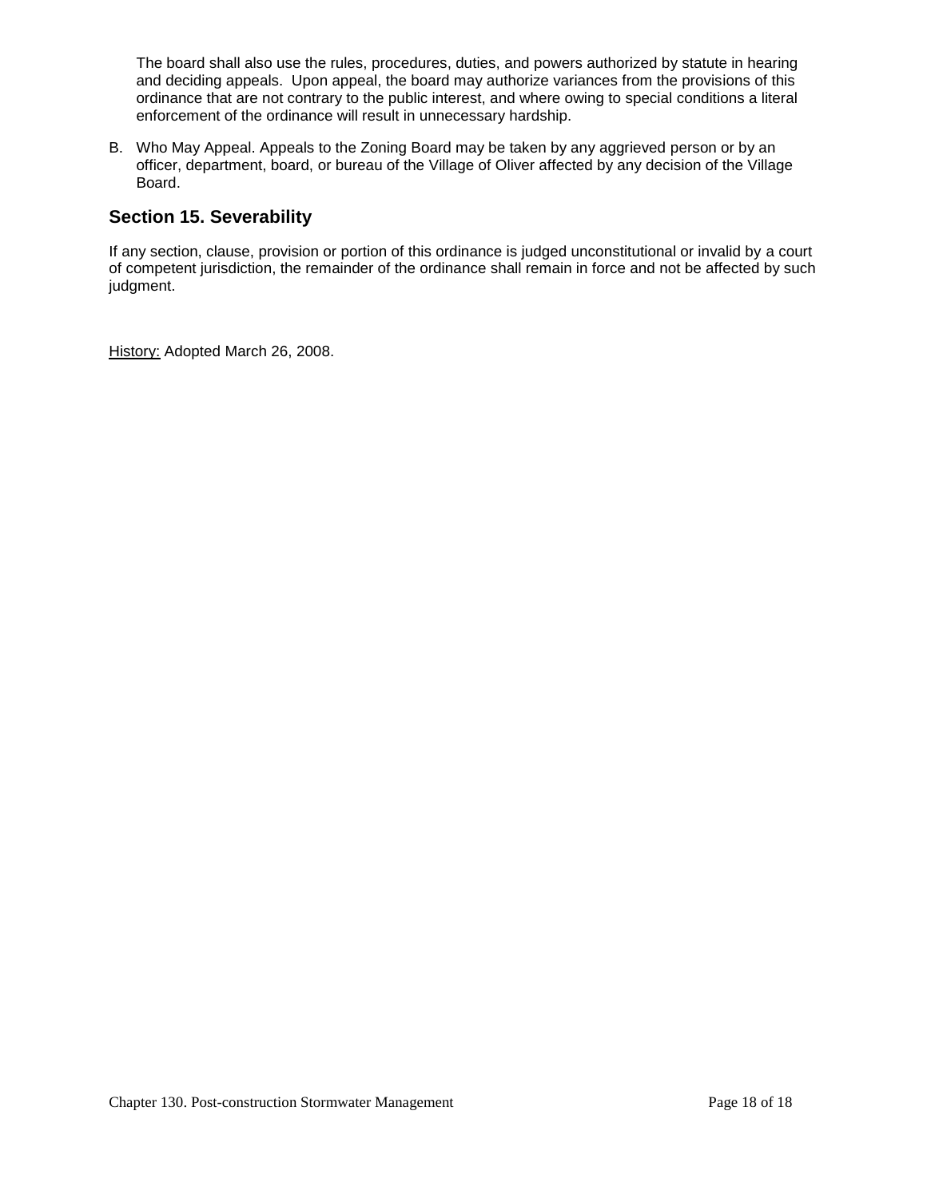The board shall also use the rules, procedures, duties, and powers authorized by statute in hearing and deciding appeals. Upon appeal, the board may authorize variances from the provisions of this ordinance that are not contrary to the public interest, and where owing to special conditions a literal enforcement of the ordinance will result in unnecessary hardship.

B. Who May Appeal. Appeals to the Zoning Board may be taken by any aggrieved person or by an officer, department, board, or bureau of the Village of Oliver affected by any decision of the Village Board.

## Section 15. Severability

If any section, clause, provision or portion of this ordinance is judged unconstitutional or invalid by a court of competent jurisdiction, the remainder of the ordinance shall remain in force and not be affected by such judgment.

History: Adopted March 26, 2008.